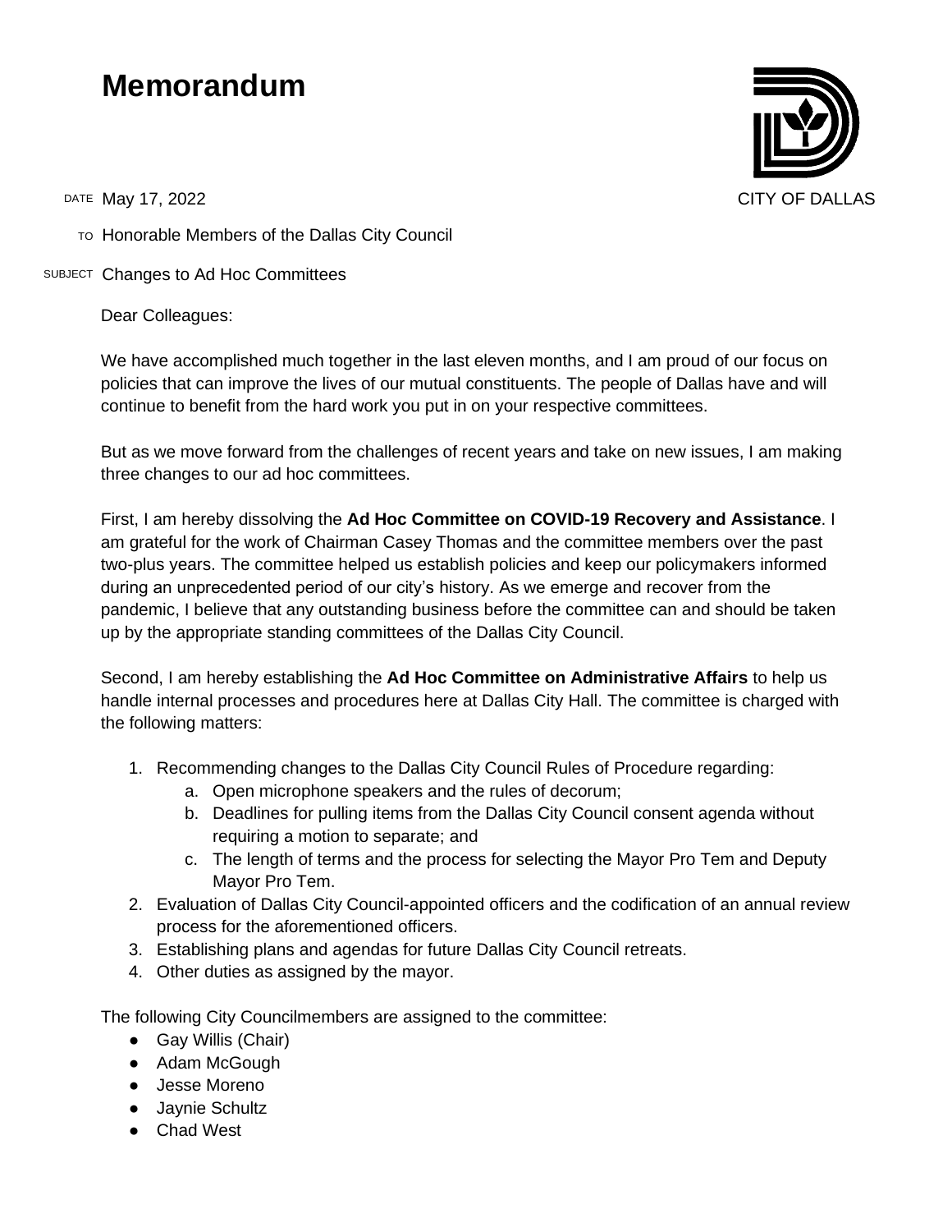# Memorandum

CITY OF DALLAS

DATE May 17, 2022

TO Honorable Members of the Dallas City Council

SUBJECT Changes to Ad Hoc Committees

Dear Colleagues:

We have accomplished much together in the last eleven months, and I am proud of our focus on policies that can improve the lives of our mutual constituents. The people of Dallas have and will continue to benefit from the hard work you put in on your respective committees.

But as we move forward from the challenges of recent years and take on new issues, I am making three changes to our ad hoc committees.

First, I am hereby dissolving the **Ad Hoc Committee on COVID-19 Recovery and Assistance**. I am grateful for the work of Chairman Casey Thomas and the committee members over the past two-plus years. The committee helped us establish policies and keep our policymakers informed during an unprecedented period of our city's history. As we emerge and recover from the pandemic, I believe that any outstanding business before the committee can and should be taken up by the appropriate standing committees of the Dallas City Council.

Second, I am hereby establishing the **Ad Hoc Committee on Administrative Affairs** to help us handle internal processes and procedures here at Dallas City Hall. The committee is charged with the following matters:

1. Recommending changes to the Dallas City Council Rules of Procedure regarding:
   a. Open microphone speakers and the rules of decorum;
   b. Deadlines for pulling items from the Dallas City Council consent agenda without requiring a motion to separate; and
   c. The length of terms and the process for selecting the Mayor Pro Tem and Deputy Mayor Pro Tem.
2. Evaluation of Dallas City Council-appointed officers and the codification of an annual review process for the aforementioned officers.
3. Establishing plans and agendas for future Dallas City Council retreats.
4. Other duties as assigned by the mayor.

The following City Councilmembers are assigned to the committee:

- Gay Willis (Chair)
- Adam McGough
- Jesse Moreno
- Jaynie Schultz
- Chad West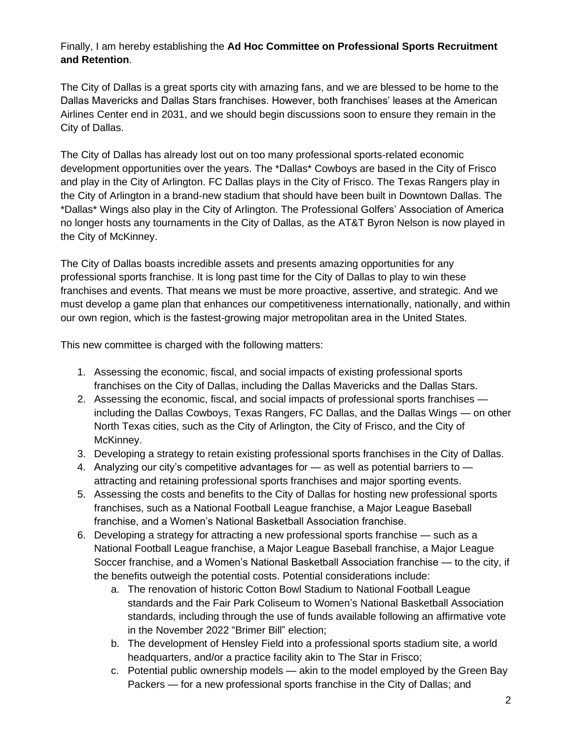Finally, I am hereby establishing the **Ad Hoc Committee on Professional Sports Recruitment and Retention**.

The City of Dallas is a great sports city with amazing fans, and we are blessed to be home to the Dallas Mavericks and Dallas Stars franchises. However, both franchises' leases at the American Airlines Center end in 2031, and we should begin discussions soon to ensure they remain in the City of Dallas.

The City of Dallas has already lost out on too many professional sports-related economic development opportunities over the years. The *Dallas* Cowboys are based in the City of Frisco and play in the City of Arlington. FC Dallas plays in the City of Frisco. The Texas Rangers play in the City of Arlington in a brand-new stadium that should have been built in Downtown Dallas. The *Dallas* Wings also play in the City of Arlington. The Professional Golfers' Association of America no longer hosts any tournaments in the City of Dallas, as the AT&T Byron Nelson is now played in the City of McKinney.

The City of Dallas boasts incredible assets and presents amazing opportunities for any professional sports franchise. It is long past time for the City of Dallas to play to win these franchises and events. That means we must be more proactive, assertive, and strategic. And we must develop a game plan that enhances our competitiveness internationally, nationally, and within our own region, which is the fastest-growing major metropolitan area in the United States.

This new committee is charged with the following matters:

1. Assessing the economic, fiscal, and social impacts of existing professional sports franchises on the City of Dallas, including the Dallas Mavericks and the Dallas Stars.
2. Assessing the economic, fiscal, and social impacts of professional sports franchises — including the Dallas Cowboys, Texas Rangers, FC Dallas, and the Dallas Wings — on other North Texas cities, such as the City of Arlington, the City of Frisco, and the City of McKinney.
3. Developing a strategy to retain existing professional sports franchises in the City of Dallas.
4. Analyzing our city's competitive advantages for — as well as potential barriers to — attracting and retaining professional sports franchises and major sporting events.
5. Assessing the costs and benefits to the City of Dallas for hosting new professional sports franchises, such as a National Football League franchise, a Major League Baseball franchise, and a Women's National Basketball Association franchise.
6. Developing a strategy for attracting a new professional sports franchise — such as a National Football League franchise, a Major League Baseball franchise, a Major League Soccer franchise, and a Women's National Basketball Association franchise — to the city, if the benefits outweigh the potential costs. Potential considerations include:
   a. The renovation of historic Cotton Bowl Stadium to National Football League standards and the Fair Park Coliseum to Women's National Basketball Association standards, including through the use of funds available following an affirmative vote in the November 2022 "Brimer Bill" election;
   b. The development of Hensley Field into a professional sports stadium site, a world headquarters, and/or a practice facility akin to The Star in Frisco;
   c. Potential public ownership models — akin to the model employed by the Green Bay Packers — for a new professional sports franchise in the City of Dallas; and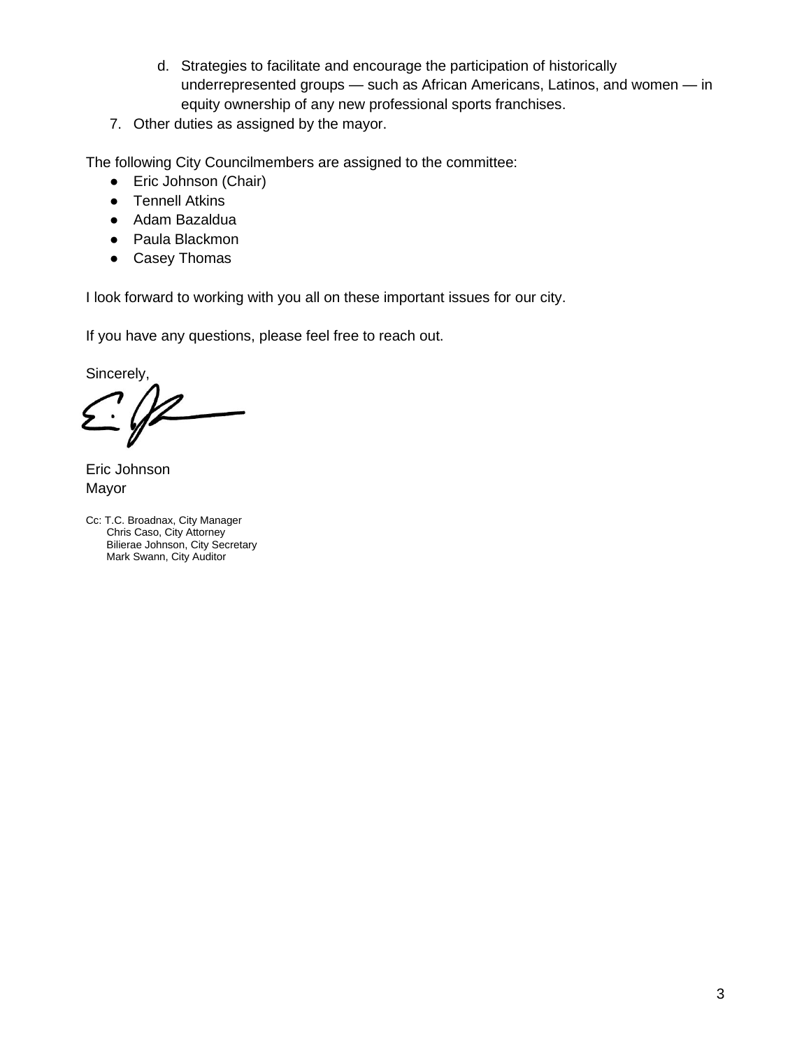d. Strategies to facilitate and encourage the participation of historically underrepresented groups — such as African Americans, Latinos, and women — in equity ownership of any new professional sports franchises.

7. Other duties as assigned by the mayor.

The following City Councilmembers are assigned to the committee:

- Eric Johnson (Chair)
- Tennell Atkins
- Adam Bazaldua
- Paula Blackmon
- Casey Thomas

I look forward to working with you all on these important issues for our city.

If you have any questions, please feel free to reach out.

Sincerely,

Eric Johnson
Mayor

Cc: T.C. Broadnax, City Manager
Chris Caso, City Attorney
Bilierae Johnson, City Secretary
Mark Swann, City Auditor